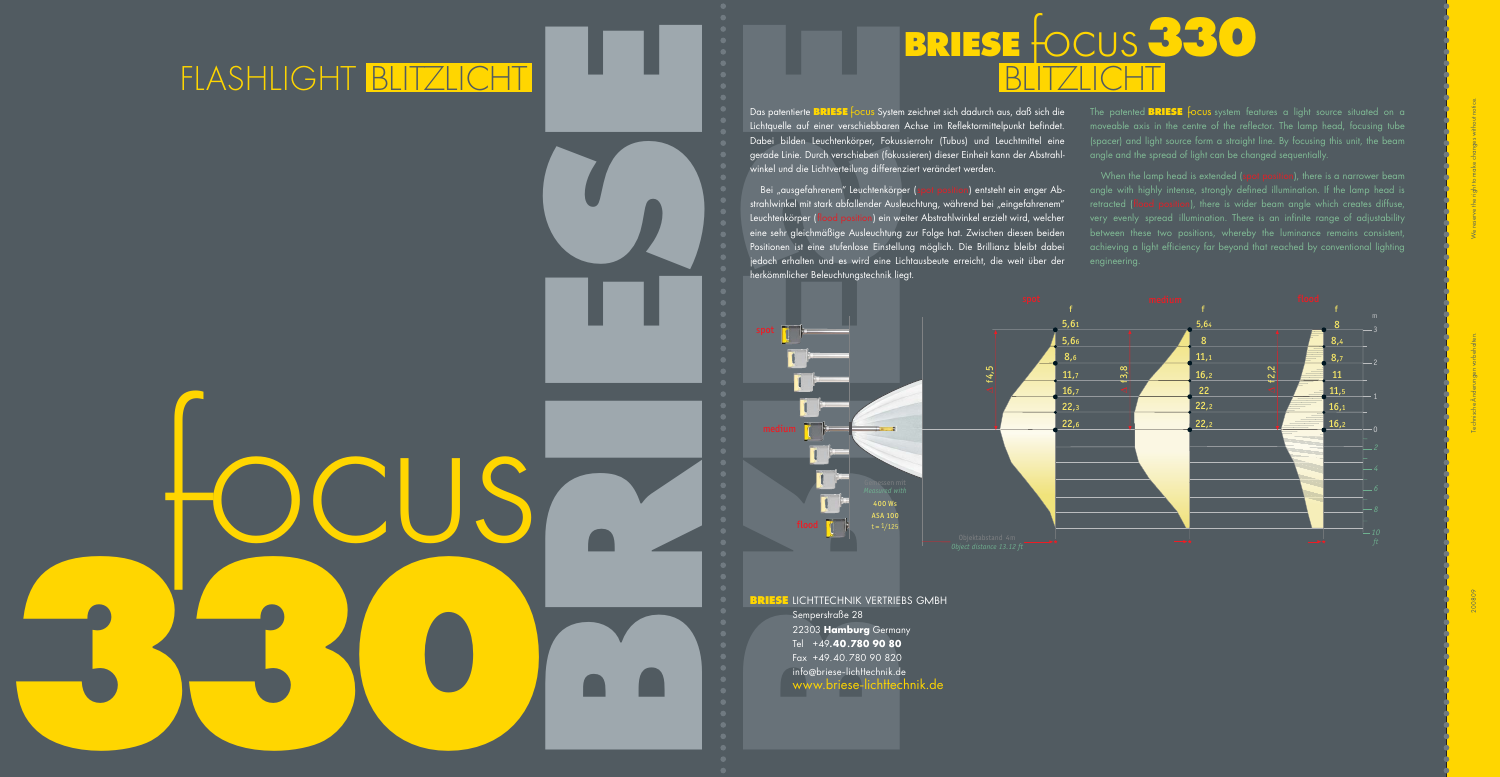# FLASHLIGHT BLITZLICHT

# focus 330

# BRIESE focus 330 BLITZLICHT

Das patentierte **BRIESE** focus System zeichnet sich dadurch aus, daß sich die Lichtquelle auf einer verschiebbaren Achse im Reflektormittelpunkt befindet. Dabei bilden Leuchtenkörper, Fokussierrohr (Tubus) und Leuchtmittel eine gerade Linie. Durch verschieben (fokussieren) dieser Einheit kann der Abstrahlwinkel und die Lichtverteilung differenziert verändert werden.

Bei „ausgefahrenem" Leuchtenkörper (spot position) entsteht ein enger Abstrahlwinkel mit stark abfallender Ausleuchtung, während bei „eingefahrenem" Leuchtenkörper (flood position) ein weiter Abstrahlwinkel erzielt wird, welcher eine sehr gleichmäßige Ausleuchtung zur Folge hat. Zwischen diesen beiden Positionen ist eine stufenlose Einstellung möglich. Die Brillianz bleibt dabei jedoch erhalten und es wird eine Lichtausbeute erreicht, die weit über der herkömmlicher Beleuchtungstechnik liegt.

The patented **BRIESE** focus system features a light source situated on a moveable axis in the centre of the reflector. The lamp head, focusing tube (spacer) and light source form a straight line. By focusing this unit, the beam angle and the spread of light can be changed sequentially.

When the lamp head is extended (spot position), there is a narrower beam angle with highly intense, strongly defined illumination. If the lamp head is retracted (flood position), there is wider beam angle which creates diffuse, very evenly spread illumination. There is an infinite range of adjustability between these two positions, whereby the luminance remains consistent, achieving a light efficiency far beyond that reached by conventional lighting engineering.

spot · medium · flood

Gemessen mit / Measured with
400 Ws
ASA 100
t = 1/125

Objektabstand 4m
Object distance 13.12 ft

| spot f | medium f | flood f | m |
|---|---|---|---|
| 5,61 | 5,64 | 8 | 3 |
| 5,66 | 8 | 8,4 | |
| 8,6 | 11,1 | 8,7 | 2 |
| 11,7 | 16,2 | 11 | |
| 16,7 | 22 | 11,5 | 1 |
| 22,3 | 22,2 | 16,1 | |
| 22,6 | 22,2 | 16,2 | 0 |

f4,5 · f3,8 · f2,2

**BRIESE** LICHTTECHNIK VERTRIEBS GMBH
Semperstraße 28
22303 **Hamburg** Germany
Tel +49.**40.780 90 80**
Fax +49.40.780 90 820
info@briese-lichttechnik.de
www.briese-lichttechnik.de

We reserve the right to make changes without notice.
Technische Änderungen vorbehalten.

200809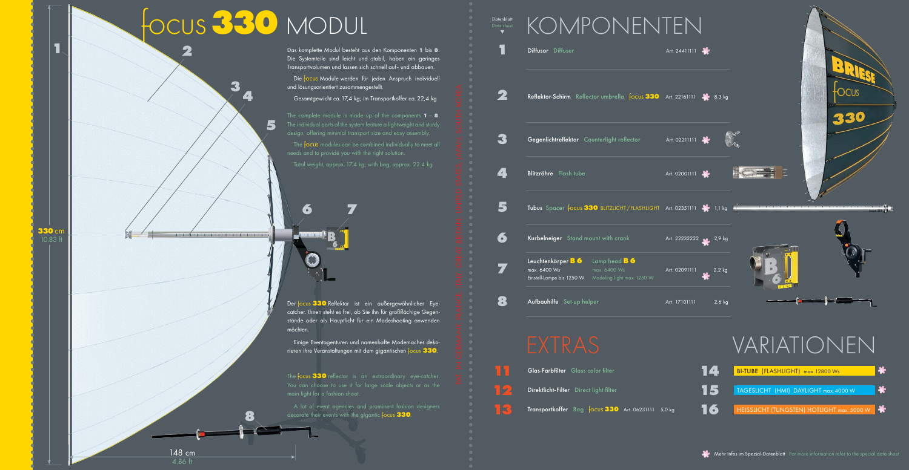# focus 330 MODUL

Das komplette Modul besteht aus den Komponenten **1** bis **8**. Die Systemteile sind leicht und stabil, haben ein geringes Transportvolumen und lassen sich schnell auf- und abbauen.

Die focus Module werden für jeden Anspruch individuell und lösungsorientiert zusammengestellt.

Gesamtgewicht ca. 17,4 kg; im Transportkoffer ca. 22,4 kg

The complete module is made up of the components **1** – **8**. The individual parts of the system feature a lightweight and sturdy design, offering minimal transport size and easy assembly.

The focus modules can be combined individually to meet all needs and to provide you with the right solution.

Total weight, approx. 17.4 kg; with bag, approx. 22.4 kg

Der focus **330** Reflektor ist ein außergewöhnlicher Eye-catcher. Ihnen steht es frei, ob Sie ihn für großflächige Gegenstände oder als Hauptlicht für ein Modeshooting anwenden möchten.

Einige Eventagenturen und namenhafte Modemacher dekorieren ihre Veranstaltungen mit dem gigantischen focus **330**.

The focus **330** reflector is an extraordinary eye-catcher. You can choose to use it for large scale objects or as the main light for a fashion shoot.

A lot of event agencies and prominent fashion designers decorate their events with the gigantic focus **330**.

**330** cm
10.83 ft

148 cm
4.86 ft

Datenblatt
Data sheet

# KOMPONENTEN

| | | | |
|---|---|---|---|
| **1** | Diffusor Diffuser | Art. 24411111 | |
| **2** | Reflektor-Schirm Reflector umbrella focus **330** | Art. 22161111 | 8,3 kg |
| **3** | Gegenlichtreflektor Counterlight reflector | Art. 02211111 | |
| **4** | Blitzröhre Flash tube | Art. 02001111 | |
| **5** | Tubus Spacer focus **330** BLITZLICHT / FLASHLIGHT | Art. 02351111 | 1,1 kg |
| **6** | Kurbelneiger Stand mount with crank | Art. 22232222 | 2,9 kg |
| **7** | Leuchtenkörper **B 6** Lamp head **B 6** max. 6400 Ws / max. 6400 Ws; Einstell-Lampe bis 1250 W / Modeling light max. 1250 W | Art. 02091111 | 2,2 kg |
| **8** | Aufbauhilfe Set-up helper | Art. 17101111 | 2,6 kg |

# EXTRAS

| | | |
|---|---|---|
| **11** | Glas-Farbfilter Glass color filter | |
| **12** | Direktlicht-Filter Direct light filter | |
| **13** | Transportkoffer Bag focus **330** Art. 06231111 | 5,0 kg |

# VARIATIONEN

| | |
|---|---|
| **14** | **BI-TUBE** (FLASHLIGHT) max. 12800 Ws |
| **15** | TAGESLICHT (HMI) DAYLIGHT max. 4000 W |
| **16** | HEISSLICHT (TUNGSTEN) HOTLIGHT max. 5000 W |

Mehr Infos im Spezial-Datenblatt For more information refer to the special data sheet